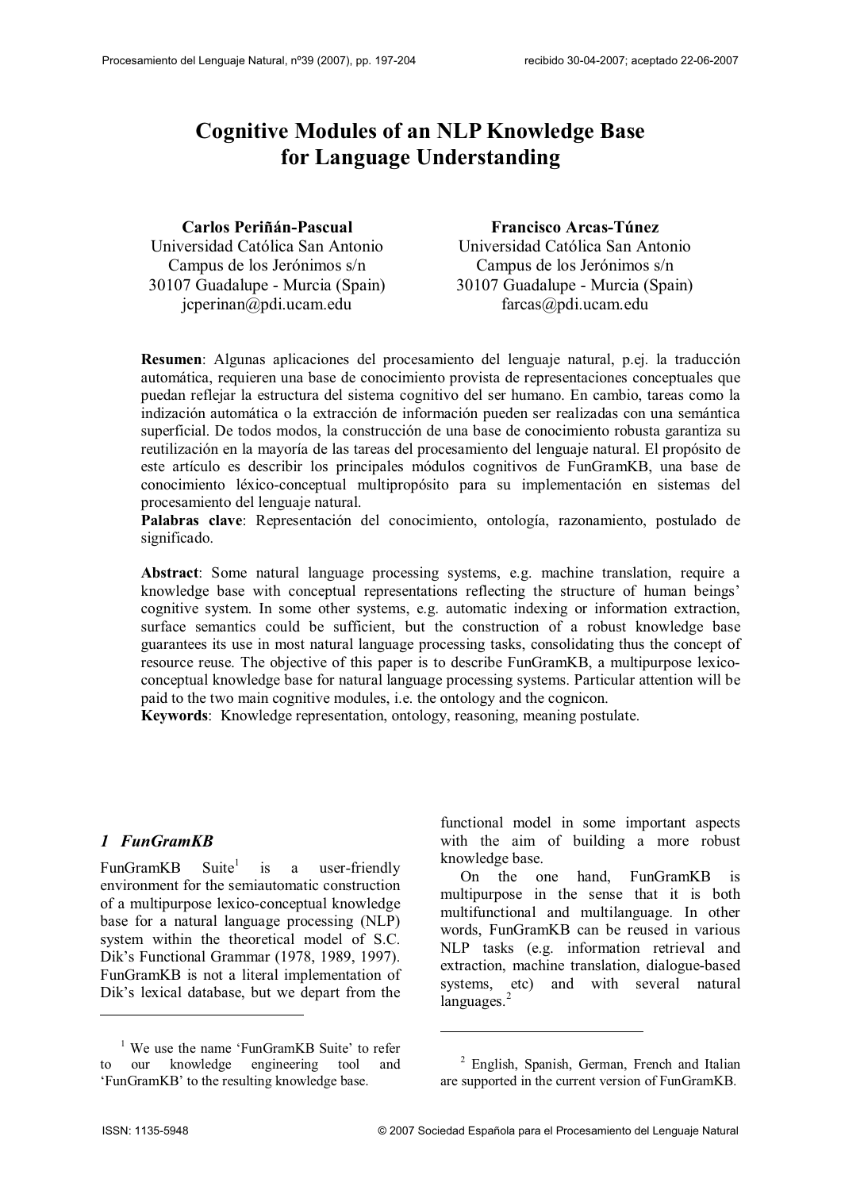# Cognitive Modules of an NLP Knowledge Base for Language Understanding

**Carlos Periñán-Pascual**
Universidad Católica San Antonio
Campus de los Jerónimos s/n
30107 Guadalupe - Murcia (Spain)
jcperinan@pdi.ucam.edu

**Francisco Arcas-Túnez**
Universidad Católica San Antonio
Campus de los Jerónimos s/n
30107 Guadalupe - Murcia (Spain)
farcas@pdi.ucam.edu

**Resumen**: Algunas aplicaciones del procesamiento del lenguaje natural, p.ej. la traducción automática, requieren una base de conocimiento provista de representaciones conceptuales que puedan reflejar la estructura del sistema cognitivo del ser humano. En cambio, tareas como la indización automática o la extracción de información pueden ser realizadas con una semántica superficial. De todos modos, la construcción de una base de conocimiento robusta garantiza su reutilización en la mayoría de las tareas del procesamiento del lenguaje natural. El propósito de este artículo es describir los principales módulos cognitivos de FunGramKB, una base de conocimiento léxico-conceptual multipropósito para su implementación en sistemas del procesamiento del lenguaje natural.
**Palabras clave**: Representación del conocimiento, ontología, razonamiento, postulado de significado.

**Abstract**: Some natural language processing systems, e.g. machine translation, require a knowledge base with conceptual representations reflecting the structure of human beings' cognitive system. In some other systems, e.g. automatic indexing or information extraction, surface semantics could be sufficient, but the construction of a robust knowledge base guarantees its use in most natural language processing tasks, consolidating thus the concept of resource reuse. The objective of this paper is to describe FunGramKB, a multipurpose lexico-conceptual knowledge base for natural language processing systems. Particular attention will be paid to the two main cognitive modules, i.e. the ontology and the cognicon.
**Keywords**: Knowledge representation, ontology, reasoning, meaning postulate.

## *1 FunGramKB*

FunGramKB Suite[1] is a user-friendly environment for the semiautomatic construction of a multipurpose lexico-conceptual knowledge base for a natural language processing (NLP) system within the theoretical model of S.C. Dik's Functional Grammar (1978, 1989, 1997). FunGramKB is not a literal implementation of Dik's lexical database, but we depart from the functional model in some important aspects with the aim of building a more robust knowledge base.

On the one hand, FunGramKB is multipurpose in the sense that it is both multifunctional and multilanguage. In other words, FunGramKB can be reused in various NLP tasks (e.g. information retrieval and extraction, machine translation, dialogue-based systems, etc) and with several natural languages.[2]

[1] We use the name 'FunGramKB Suite' to refer to our knowledge engineering tool and 'FunGramKB' to the resulting knowledge base.

[2] English, Spanish, German, French and Italian are supported in the current version of FunGramKB.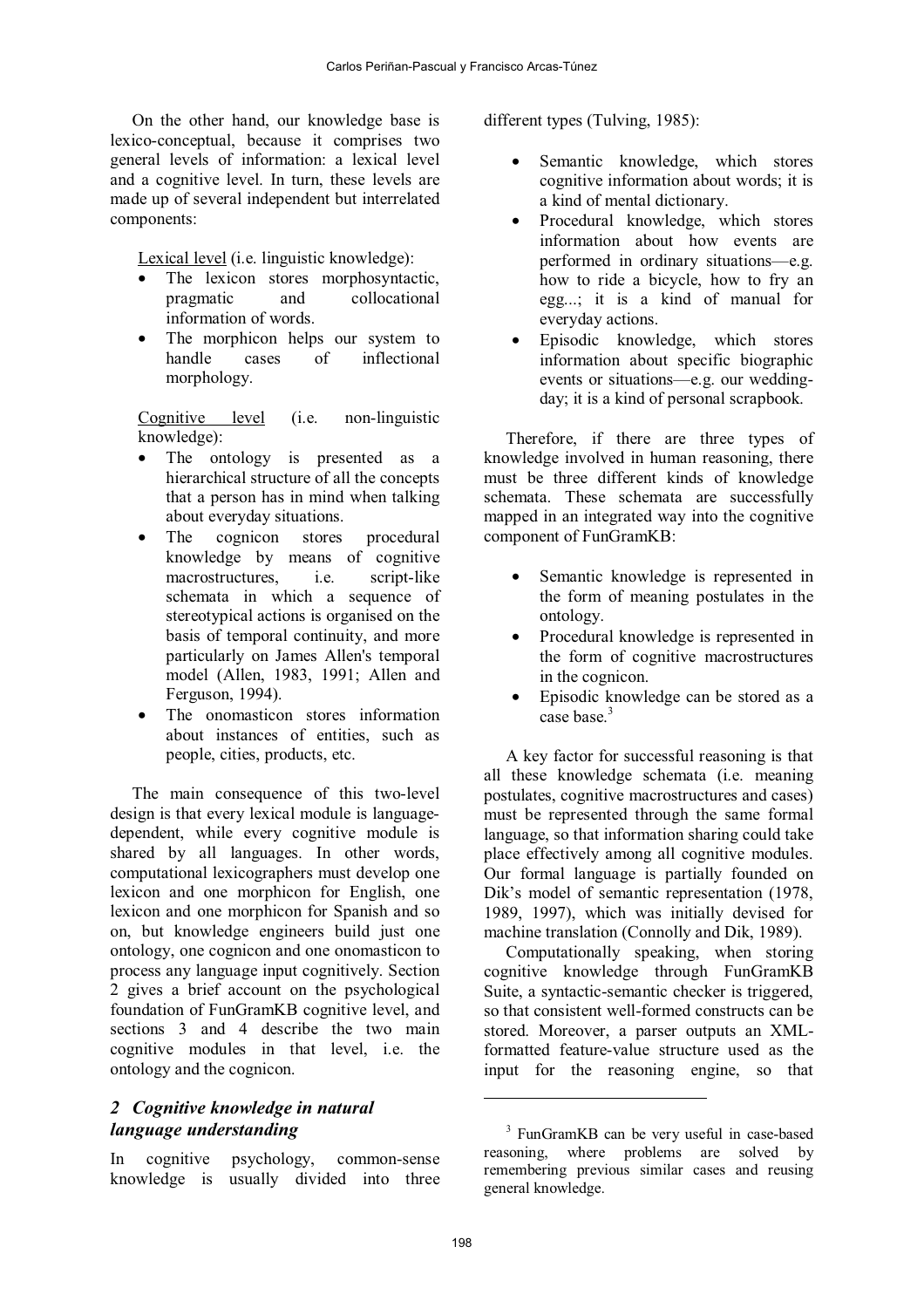On the other hand, our knowledge base is lexico-conceptual, because it comprises two general levels of information: a lexical level and a cognitive level. In turn, these levels are made up of several independent but interrelated components:

<u>Lexical level</u> (i.e. linguistic knowledge):

- The lexicon stores morphosyntactic, pragmatic and collocational information of words.
- The morphicon helps our system to handle cases of inflectional morphology.

<u>Cognitive level</u> (i.e. non-linguistic knowledge):

- The ontology is presented as a hierarchical structure of all the concepts that a person has in mind when talking about everyday situations.
- The cognicon stores procedural knowledge by means of cognitive macrostructures, i.e. script-like schemata in which a sequence of stereotypical actions is organised on the basis of temporal continuity, and more particularly on James Allen's temporal model (Allen, 1983, 1991; Allen and Ferguson, 1994).
- The onomasticon stores information about instances of entities, such as people, cities, products, etc.

The main consequence of this two-level design is that every lexical module is language-dependent, while every cognitive module is shared by all languages. In other words, computational lexicographers must develop one lexicon and one morphicon for English, one lexicon and one morphicon for Spanish and so on, but knowledge engineers build just one ontology, one cognicon and one onomasticon to process any language input cognitively. Section 2 gives a brief account on the psychological foundation of FunGramKB cognitive level, and sections 3 and 4 describe the two main cognitive modules in that level, i.e. the ontology and the cognicon.

## 2 Cognitive knowledge in natural language understanding

In cognitive psychology, common-sense knowledge is usually divided into three different types (Tulving, 1985):

- Semantic knowledge, which stores cognitive information about words; it is a kind of mental dictionary.
- Procedural knowledge, which stores information about how events are performed in ordinary situations—e.g. how to ride a bicycle, how to fry an egg...; it is a kind of manual for everyday actions.
- Episodic knowledge, which stores information about specific biographic events or situations—e.g. our wedding-day; it is a kind of personal scrapbook.

Therefore, if there are three types of knowledge involved in human reasoning, there must be three different kinds of knowledge schemata. These schemata are successfully mapped in an integrated way into the cognitive component of FunGramKB:

- Semantic knowledge is represented in the form of meaning postulates in the ontology.
- Procedural knowledge is represented in the form of cognitive macrostructures in the cognicon.
- Episodic knowledge can be stored as a case base.[3]

A key factor for successful reasoning is that all these knowledge schemata (i.e. meaning postulates, cognitive macrostructures and cases) must be represented through the same formal language, so that information sharing could take place effectively among all cognitive modules. Our formal language is partially founded on Dik's model of semantic representation (1978, 1989, 1997), which was initially devised for machine translation (Connolly and Dik, 1989).

Computationally speaking, when storing cognitive knowledge through FunGramKB Suite, a syntactic-semantic checker is triggered, so that consistent well-formed constructs can be stored. Moreover, a parser outputs an XML-formatted feature-value structure used as the input for the reasoning engine, so that

[3] FunGramKB can be very useful in case-based reasoning, where problems are solved by remembering previous similar cases and reusing general knowledge.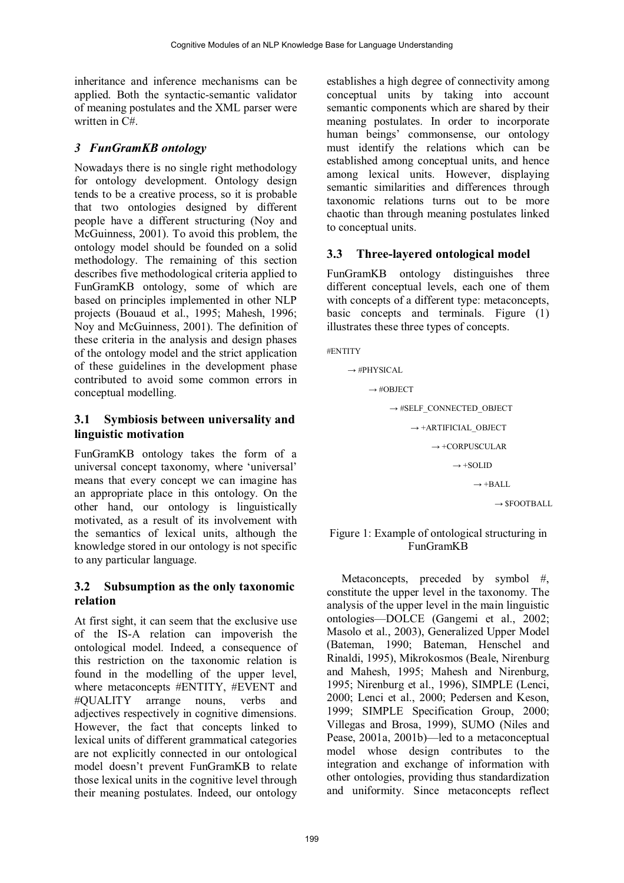inheritance and inference mechanisms can be applied. Both the syntactic-semantic validator of meaning postulates and the XML parser were written in C#.

## *3 FunGramKB ontology*

Nowadays there is no single right methodology for ontology development. Ontology design tends to be a creative process, so it is probable that two ontologies designed by different people have a different structuring (Noy and McGuinness, 2001). To avoid this problem, the ontology model should be founded on a solid methodology. The remaining of this section describes five methodological criteria applied to FunGramKB ontology, some of which are based on principles implemented in other NLP projects (Bouaud et al., 1995; Mahesh, 1996; Noy and McGuinness, 2001). The definition of these criteria in the analysis and design phases of the ontology model and the strict application of these guidelines in the development phase contributed to avoid some common errors in conceptual modelling.

### 3.1 Symbiosis between universality and linguistic motivation

FunGramKB ontology takes the form of a universal concept taxonomy, where 'universal' means that every concept we can imagine has an appropriate place in this ontology. On the other hand, our ontology is linguistically motivated, as a result of its involvement with the semantics of lexical units, although the knowledge stored in our ontology is not specific to any particular language.

### 3.2 Subsumption as the only taxonomic relation

At first sight, it can seem that the exclusive use of the IS-A relation can impoverish the ontological model. Indeed, a consequence of this restriction on the taxonomic relation is found in the modelling of the upper level, where metaconcepts #ENTITY, #EVENT and #QUALITY arrange nouns, verbs and adjectives respectively in cognitive dimensions. However, the fact that concepts linked to lexical units of different grammatical categories are not explicitly connected in our ontological model doesn't prevent FunGramKB to relate those lexical units in the cognitive level through their meaning postulates. Indeed, our ontology establishes a high degree of connectivity among conceptual units by taking into account semantic components which are shared by their meaning postulates. In order to incorporate human beings' commonsense, our ontology must identify the relations which can be established among conceptual units, and hence among lexical units. However, displaying semantic similarities and differences through taxonomic relations turns out to be more chaotic than through meaning postulates linked to conceptual units.

### 3.3 Three-layered ontological model

FunGramKB ontology distinguishes three different conceptual levels, each one of them with concepts of a different type: metaconcepts, basic concepts and terminals. Figure (1) illustrates these three types of concepts.

```
#ENTITY
  → #PHYSICAL
    → #OBJECT
      → #SELF_CONNECTED_OBJECT
        → +ARTIFICIAL_OBJECT
          → +CORPUSCULAR
            → +SOLID
              → +BALL
                → $FOOTBALL
```

Figure 1: Example of ontological structuring in FunGramKB

Metaconcepts, preceded by symbol #, constitute the upper level in the taxonomy. The analysis of the upper level in the main linguistic ontologies—DOLCE (Gangemi et al., 2002; Masolo et al., 2003), Generalized Upper Model (Bateman, 1990; Bateman, Henschel and Rinaldi, 1995), Mikrokosmos (Beale, Nirenburg and Mahesh, 1995; Mahesh and Nirenburg, 1995; Nirenburg et al., 1996), SIMPLE (Lenci, 2000; Lenci et al., 2000; Pedersen and Keson, 1999; SIMPLE Specification Group, 2000; Villegas and Brosa, 1999), SUMO (Niles and Pease, 2001a, 2001b)—led to a metaconceptual model whose design contributes to the integration and exchange of information with other ontologies, providing thus standardization and uniformity. Since metaconcepts reflect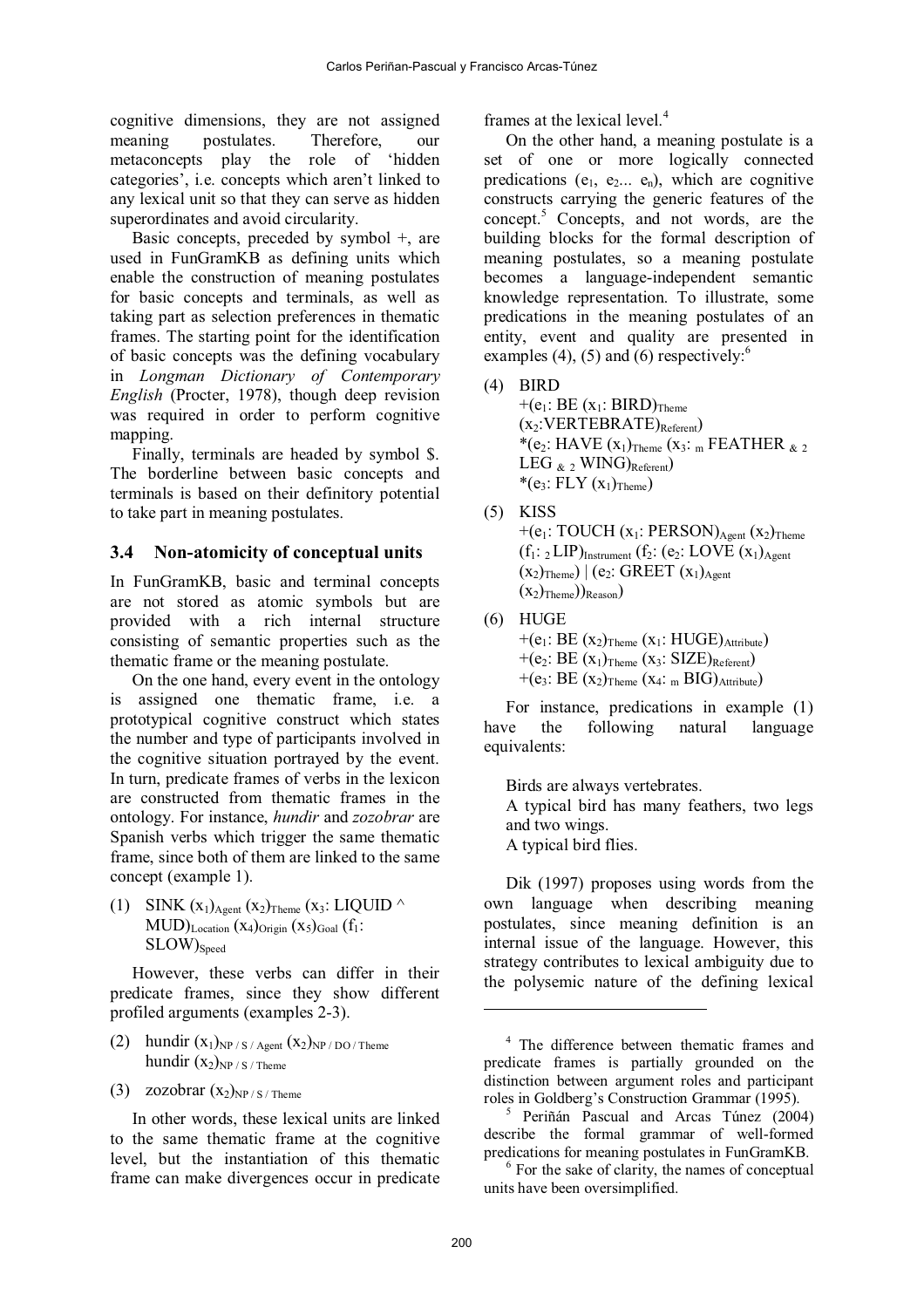cognitive dimensions, they are not assigned meaning postulates. Therefore, our metaconcepts play the role of 'hidden categories', i.e. concepts which aren't linked to any lexical unit so that they can serve as hidden superordinates and avoid circularity.

Basic concepts, preceded by symbol +, are used in FunGramKB as defining units which enable the construction of meaning postulates for basic concepts and terminals, as well as taking part as selection preferences in thematic frames. The starting point for the identification of basic concepts was the defining vocabulary in *Longman Dictionary of Contemporary English* (Procter, 1978), though deep revision was required in order to perform cognitive mapping.

Finally, terminals are headed by symbol $. The borderline between basic concepts and terminals is based on their definitory potential to take part in meaning postulates.

### 3.4 Non-atomicity of conceptual units

In FunGramKB, basic and terminal concepts are not stored as atomic symbols but are provided with a rich internal structure consisting of semantic properties such as the thematic frame or the meaning postulate.

On the one hand, every event in the ontology is assigned one thematic frame, i.e. a prototypical cognitive construct which states the number and type of participants involved in the cognitive situation portrayed by the event. In turn, predicate frames of verbs in the lexicon are constructed from thematic frames in the ontology. For instance, *hundir* and *zozobrar* are Spanish verbs which trigger the same thematic frame, since both of them are linked to the same concept (example 1).

(1) SINK $(x_1)_{Agent}$ $(x_2)_{Theme}$ $(x_3$: LIQUID ^ MUD$)_{Location}$ $(x_4)_{Origin}$ $(x_5)_{Goal}$ $(f_1$: SLOW$)_{Speed}$

However, these verbs can differ in their predicate frames, since they show different profiled arguments (examples 2-3).

(2) hundir $(x_1)_{NP / S / Agent}$ $(x_2)_{NP / DO / Theme}$
hundir $(x_2)_{NP / S / Theme}$

(3) zozobrar $(x_2)_{NP / S / Theme}$

In other words, these lexical units are linked to the same thematic frame at the cognitive level, but the instantiation of this thematic frame can make divergences occur in predicate frames at the lexical level.[4]

On the other hand, a meaning postulate is a set of one or more logically connected predications ($e_1$, $e_2$... $e_n$), which are cognitive constructs carrying the generic features of the concept.[5] Concepts, and not words, are the building blocks for the formal description of meaning postulates, so a meaning postulate becomes a language-independent semantic knowledge representation. To illustrate, some predications in the meaning postulates of an entity, event and quality are presented in examples (4), (5) and (6) respectively:[6]

(4) BIRD
+($e_1$: BE $(x_1$: BIRD$)_{Theme}$ $(x_2$:VERTEBRATE$)_{Referent}$)
*($e_2$: HAVE $(x_1)_{Theme}$ $(x_3$: $_m$ FEATHER $_{\&\ 2}$ LEG $_{\&\ 2}$ WING$)_{Referent}$)
*($e_3$: FLY $(x_1)_{Theme}$)

(5) KISS
+($e_1$: TOUCH $(x_1$: PERSON$)_{Agent}$ $(x_2)_{Theme}$ $(f_1$: $_2$ LIP$)_{Instrument}$ $(f_2$: ($e_2$: LOVE $(x_1)_{Agent}$ $(x_2)_{Theme}$) | ($e_2$: GREET $(x_1)_{Agent}$ $(x_2)_{Theme}$)$)_{Reason}$)

(6) HUGE
+($e_1$: BE $(x_2)_{Theme}$ $(x_1$: HUGE$)_{Attribute}$)
+($e_2$: BE $(x_1)_{Theme}$ $(x_3$: SIZE$)_{Referent}$)
+($e_3$: BE $(x_2)_{Theme}$ $(x_4$: $_m$ BIG$)_{Attribute}$)

For instance, predications in example (1) have the following natural language equivalents:

Birds are always vertebrates.
A typical bird has many feathers, two legs and two wings.
A typical bird flies.

Dik (1997) proposes using words from the own language when describing meaning postulates, since meaning definition is an internal issue of the language. However, this strategy contributes to lexical ambiguity due to the polysemic nature of the defining lexical

---

[4] The difference between thematic frames and predicate frames is partially grounded on the distinction between argument roles and participant roles in Goldberg's Construction Grammar (1995).

[5] Periñán Pascual and Arcas Túnez (2004) describe the formal grammar of well-formed predications for meaning postulates in FunGramKB.

[6] For the sake of clarity, the names of conceptual units have been oversimplified.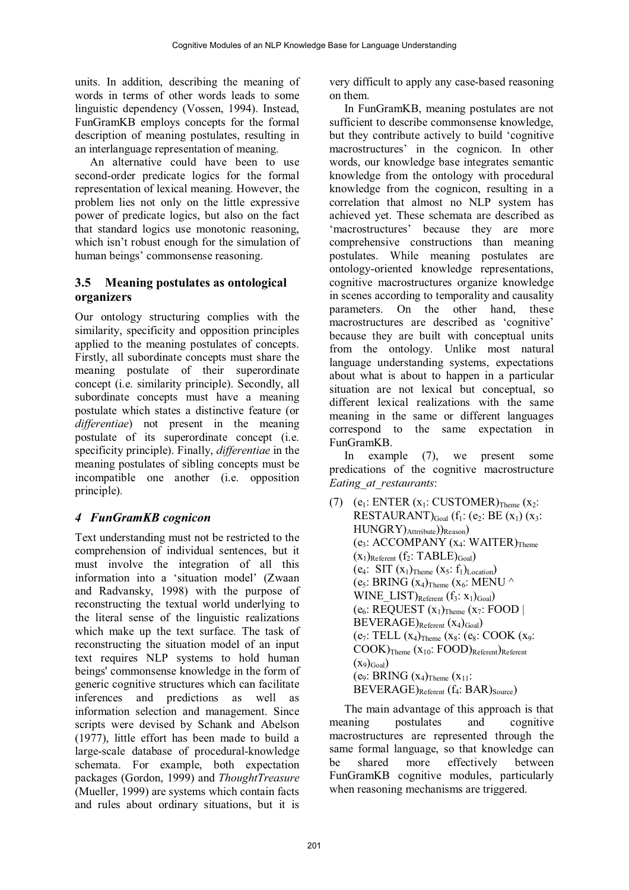units. In addition, describing the meaning of words in terms of other words leads to some linguistic dependency (Vossen, 1994). Instead, FunGramKB employs concepts for the formal description of meaning postulates, resulting in an interlanguage representation of meaning.

An alternative could have been to use second-order predicate logics for the formal representation of lexical meaning. However, the problem lies not only on the little expressive power of predicate logics, but also on the fact that standard logics use monotonic reasoning, which isn't robust enough for the simulation of human beings' commonsense reasoning.

### 3.5 Meaning postulates as ontological organizers

Our ontology structuring complies with the similarity, specificity and opposition principles applied to the meaning postulates of concepts. Firstly, all subordinate concepts must share the meaning postulate of their superordinate concept (i.e. similarity principle). Secondly, all subordinate concepts must have a meaning postulate which states a distinctive feature (or *differentiae*) not present in the meaning postulate of its superordinate concept (i.e. specificity principle). Finally, *differentiae* in the meaning postulates of sibling concepts must be incompatible one another (i.e. opposition principle).

## *4 FunGramKB cognicon*

Text understanding must not be restricted to the comprehension of individual sentences, but it must involve the integration of all this information into a 'situation model' (Zwaan and Radvansky, 1998) with the purpose of reconstructing the textual world underlying to the literal sense of the linguistic realizations which make up the text surface. The task of reconstructing the situation model of an input text requires NLP systems to hold human beings' commonsense knowledge in the form of generic cognitive structures which can facilitate inferences and predictions as well as information selection and management. Since scripts were devised by Schank and Abelson (1977), little effort has been made to build a large-scale database of procedural-knowledge schemata. For example, both expectation packages (Gordon, 1999) and *ThoughtTreasure* (Mueller, 1999) are systems which contain facts and rules about ordinary situations, but it is very difficult to apply any case-based reasoning on them.

In FunGramKB, meaning postulates are not sufficient to describe commonsense knowledge, but they contribute actively to build 'cognitive macrostructures' in the cognicon. In other words, our knowledge base integrates semantic knowledge from the ontology with procedural knowledge from the cognicon, resulting in a correlation that almost no NLP system has achieved yet. These schemata are described as 'macrostructures' because they are more comprehensive constructions than meaning postulates. While meaning postulates are ontology-oriented knowledge representations, cognitive macrostructures organize knowledge in scenes according to temporality and causality parameters. On the other hand, these macrostructures are described as 'cognitive' because they are built with conceptual units from the ontology. Unlike most natural language understanding systems, expectations about what is about to happen in a particular situation are not lexical but conceptual, so different lexical realizations with the same meaning in the same or different languages correspond to the same expectation in FunGramKB.

In example (7), we present some predications of the cognitive macrostructure *Eating_at_restaurants*:

(7) ($e_1$: ENTER ($x_1$: CUSTOMER)$_{Theme}$ ($x_2$: RESTAURANT)$_{Goal}$ ($f_1$: ($e_2$: BE ($x_1$) ($x_3$: HUNGRY)$_{Attrribute}$))$_{Reason}$)
($e_3$: ACCOMPANY ($x_4$: WAITER)$_{Theme}$ ($x_1$)$_{Referent}$ ($f_2$: TABLE)$_{Goal}$)
($e_4$: SIT ($x_1$)$_{Theme}$ ($x_5$: $f_1$)$_{Location}$)
($e_5$: BRING ($x_4$)$_{Theme}$ ($x_6$: MENU ^ WINE_LIST)$_{Referent}$ ($f_3$: $x_1$)$_{Goal}$)
($e_6$: REQUEST ($x_1$)$_{Theme}$ ($x_7$: FOOD | BEVERAGE)$_{Referent}$ ($x_4$)$_{Goal}$)
($e_7$: TELL ($x_4$)$_{Theme}$ ($x_8$: ($e_8$: COOK ($x_9$: COOK)$_{Theme}$ ($x_{10}$: FOOD)$_{Referent}$)$_{Referent}$ ($x_9$)$_{Goal}$)
($e_9$: BRING ($x_4$)$_{Theme}$ ($x_{11}$: BEVERAGE)$_{Referent}$ ($f_4$: BAR)$_{Source}$)

The main advantage of this approach is that meaning postulates and cognitive macrostructures are represented through the same formal language, so that knowledge can be shared more effectively between FunGramKB cognitive modules, particularly when reasoning mechanisms are triggered.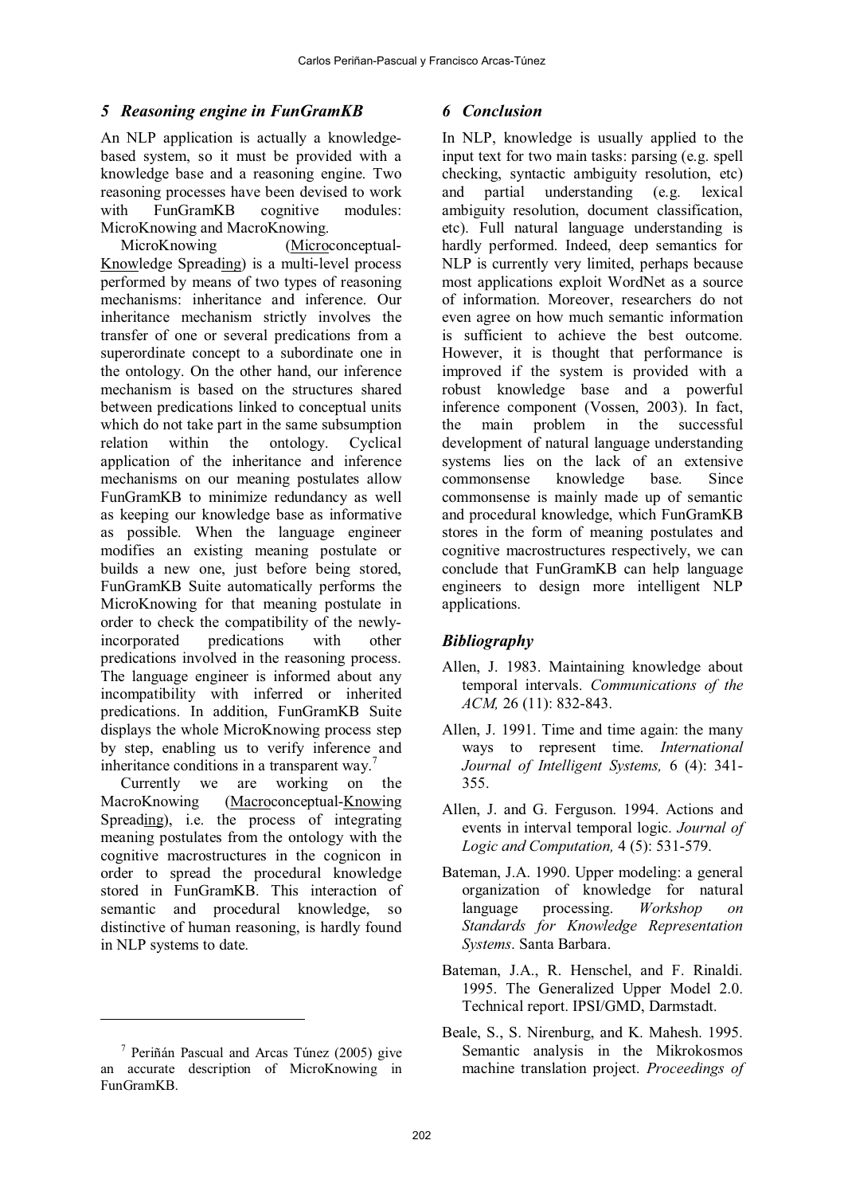## 5 Reasoning engine in FunGramKB

An NLP application is actually a knowledge-based system, so it must be provided with a knowledge base and a reasoning engine. Two reasoning processes have been devised to work with FunGramKB cognitive modules: MicroKnowing and MacroKnowing.

MicroKnowing (Microconceptual-Knowledge Spreading) is a multi-level process performed by means of two types of reasoning mechanisms: inheritance and inference. Our inheritance mechanism strictly involves the transfer of one or several predications from a superordinate concept to a subordinate one in the ontology. On the other hand, our inference mechanism is based on the structures shared between predications linked to conceptual units which do not take part in the same subsumption relation within the ontology. Cyclical application of the inheritance and inference mechanisms on our meaning postulates allow FunGramKB to minimize redundancy as well as keeping our knowledge base as informative as possible. When the language engineer modifies an existing meaning postulate or builds a new one, just before being stored, FunGramKB Suite automatically performs the MicroKnowing for that meaning postulate in order to check the compatibility of the newly-incorporated predications with other predications involved in the reasoning process. The language engineer is informed about any incompatibility with inferred or inherited predications. In addition, FunGramKB Suite displays the whole MicroKnowing process step by step, enabling us to verify inference and inheritance conditions in a transparent way.[7]

Currently we are working on the MacroKnowing (Macroconceptual-Knowing Spreading), i.e. the process of integrating meaning postulates from the ontology with the cognitive macrostructures in the cognicon in order to spread the procedural knowledge stored in FunGramKB. This interaction of semantic and procedural knowledge, so distinctive of human reasoning, is hardly found in NLP systems to date.

[7] Periñán Pascual and Arcas Túnez (2005) give an accurate description of MicroKnowing in FunGramKB.

## 6 Conclusion

In NLP, knowledge is usually applied to the input text for two main tasks: parsing (e.g. spell checking, syntactic ambiguity resolution, etc) and partial understanding (e.g. lexical ambiguity resolution, document classification, etc). Full natural language understanding is hardly performed. Indeed, deep semantics for NLP is currently very limited, perhaps because most applications exploit WordNet as a source of information. Moreover, researchers do not even agree on how much semantic information is sufficient to achieve the best outcome. However, it is thought that performance is improved if the system is provided with a robust knowledge base and a powerful inference component (Vossen, 2003). In fact, the main problem in the successful development of natural language understanding systems lies on the lack of an extensive commonsense knowledge base. Since commonsense is mainly made up of semantic and procedural knowledge, which FunGramKB stores in the form of meaning postulates and cognitive macrostructures respectively, we can conclude that FunGramKB can help language engineers to design more intelligent NLP applications.

## Bibliography

Allen, J. 1983. Maintaining knowledge about temporal intervals. *Communications of the ACM,* 26 (11): 832-843.

Allen, J. 1991. Time and time again: the many ways to represent time. *International Journal of Intelligent Systems,* 6 (4): 341-355.

Allen, J. and G. Ferguson. 1994. Actions and events in interval temporal logic. *Journal of Logic and Computation,* 4 (5): 531-579.

Bateman, J.A. 1990. Upper modeling: a general organization of knowledge for natural language processing. *Workshop on Standards for Knowledge Representation Systems*. Santa Barbara.

Bateman, J.A., R. Henschel, and F. Rinaldi. 1995. The Generalized Upper Model 2.0. Technical report. IPSI/GMD, Darmstadt.

Beale, S., S. Nirenburg, and K. Mahesh. 1995. Semantic analysis in the Mikrokosmos machine translation project. *Proceedings of*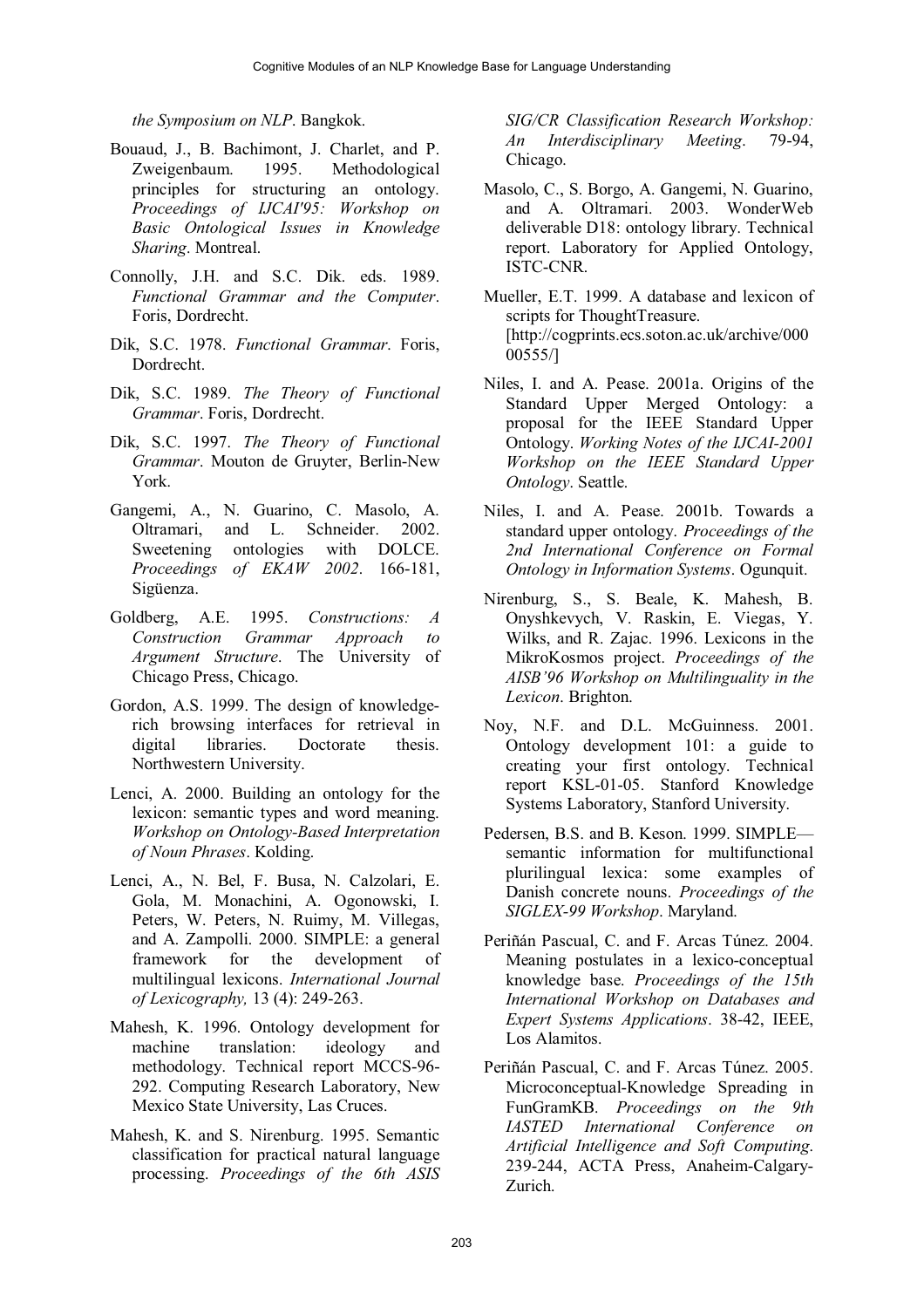*the Symposium on NLP*. Bangkok.

Bouaud, J., B. Bachimont, J. Charlet, and P. Zweigenbaum. 1995. Methodological principles for structuring an ontology. *Proceedings of IJCAI'95: Workshop on Basic Ontological Issues in Knowledge Sharing*. Montreal.

Connolly, J.H. and S.C. Dik. eds. 1989. *Functional Grammar and the Computer*. Foris, Dordrecht.

Dik, S.C. 1978. *Functional Grammar*. Foris, Dordrecht.

Dik, S.C. 1989. *The Theory of Functional Grammar*. Foris, Dordrecht.

Dik, S.C. 1997. *The Theory of Functional Grammar*. Mouton de Gruyter, Berlin-New York.

Gangemi, A., N. Guarino, C. Masolo, A. Oltramari, and L. Schneider. 2002. Sweetening ontologies with DOLCE. *Proceedings of EKAW 2002*. 166-181, Sigüenza.

Goldberg, A.E. 1995. *Constructions: A Construction Grammar Approach to Argument Structure*. The University of Chicago Press, Chicago.

Gordon, A.S. 1999. The design of knowledge-rich browsing interfaces for retrieval in digital libraries. Doctorate thesis. Northwestern University.

Lenci, A. 2000. Building an ontology for the lexicon: semantic types and word meaning. *Workshop on Ontology-Based Interpretation of Noun Phrases*. Kolding.

Lenci, A., N. Bel, F. Busa, N. Calzolari, E. Gola, M. Monachini, A. Ogonowski, I. Peters, W. Peters, N. Ruimy, M. Villegas, and A. Zampolli. 2000. SIMPLE: a general framework for the development of multilingual lexicons. *International Journal of Lexicography,* 13 (4): 249-263.

Mahesh, K. 1996. Ontology development for machine translation: ideology and methodology. Technical report MCCS-96-292. Computing Research Laboratory, New Mexico State University, Las Cruces.

Mahesh, K. and S. Nirenburg. 1995. Semantic classification for practical natural language processing. *Proceedings of the 6th ASIS SIG/CR Classification Research Workshop: An Interdisciplinary Meeting*. 79-94, Chicago.

Masolo, C., S. Borgo, A. Gangemi, N. Guarino, and A. Oltramari. 2003. WonderWeb deliverable D18: ontology library. Technical report. Laboratory for Applied Ontology, ISTC-CNR.

Mueller, E.T. 1999. A database and lexicon of scripts for ThoughtTreasure. [http://cogprints.ecs.soton.ac.uk/archive/00000555/]

Niles, I. and A. Pease. 2001a. Origins of the Standard Upper Merged Ontology: a proposal for the IEEE Standard Upper Ontology. *Working Notes of the IJCAI-2001 Workshop on the IEEE Standard Upper Ontology*. Seattle.

Niles, I. and A. Pease. 2001b. Towards a standard upper ontology. *Proceedings of the 2nd International Conference on Formal Ontology in Information Systems*. Ogunquit.

Nirenburg, S., S. Beale, K. Mahesh, B. Onyshkevych, V. Raskin, E. Viegas, Y. Wilks, and R. Zajac. 1996. Lexicons in the MikroKosmos project. *Proceedings of the AISB'96 Workshop on Multilinguality in the Lexicon*. Brighton.

Noy, N.F. and D.L. McGuinness. 2001. Ontology development 101: a guide to creating your first ontology. Technical report KSL-01-05. Stanford Knowledge Systems Laboratory, Stanford University.

Pedersen, B.S. and B. Keson. 1999. SIMPLE—semantic information for multifunctional plurilingual lexica: some examples of Danish concrete nouns. *Proceedings of the SIGLEX-99 Workshop*. Maryland.

Periñán Pascual, C. and F. Arcas Túnez. 2004. Meaning postulates in a lexico-conceptual knowledge base. *Proceedings of the 15th International Workshop on Databases and Expert Systems Applications*. 38-42, IEEE, Los Alamitos.

Periñán Pascual, C. and F. Arcas Túnez. 2005. Microconceptual-Knowledge Spreading in FunGramKB. *Proceedings on the 9th IASTED International Conference on Artificial Intelligence and Soft Computing*. 239-244, ACTA Press, Anaheim-Calgary-Zurich.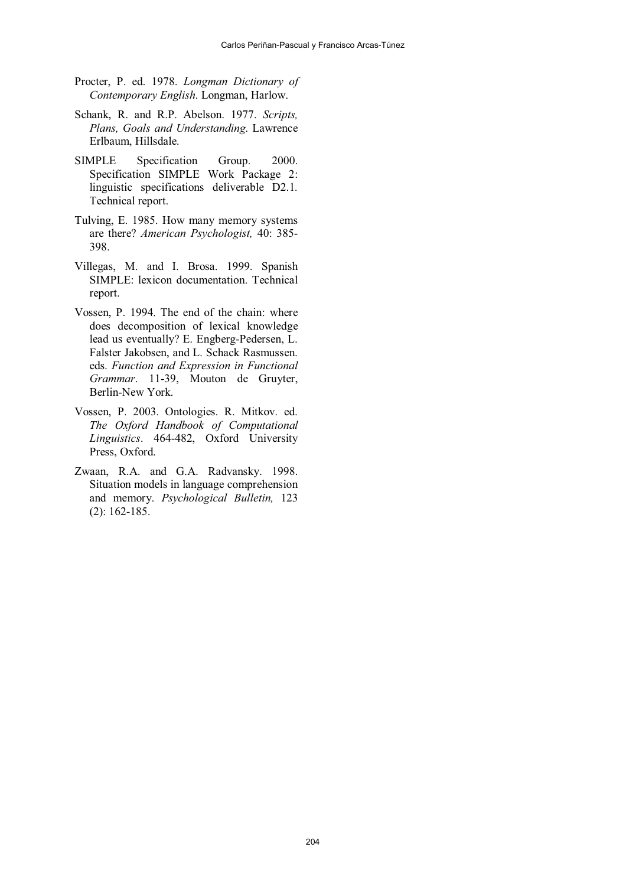Procter, P. ed. 1978. *Longman Dictionary of Contemporary English*. Longman, Harlow.

Schank, R. and R.P. Abelson. 1977. *Scripts, Plans, Goals and Understanding*. Lawrence Erlbaum, Hillsdale.

SIMPLE Specification Group. 2000. Specification SIMPLE Work Package 2: linguistic specifications deliverable D2.1. Technical report.

Tulving, E. 1985. How many memory systems are there? *American Psychologist,* 40: 385-398.

Villegas, M. and I. Brosa. 1999. Spanish SIMPLE: lexicon documentation. Technical report.

Vossen, P. 1994. The end of the chain: where does decomposition of lexical knowledge lead us eventually? E. Engberg-Pedersen, L. Falster Jakobsen, and L. Schack Rasmussen. eds. *Function and Expression in Functional Grammar*. 11-39, Mouton de Gruyter, Berlin-New York.

Vossen, P. 2003. Ontologies. R. Mitkov. ed. *The Oxford Handbook of Computational Linguistics*. 464-482, Oxford University Press, Oxford.

Zwaan, R.A. and G.A. Radvansky. 1998. Situation models in language comprehension and memory. *Psychological Bulletin,* 123 (2): 162-185.